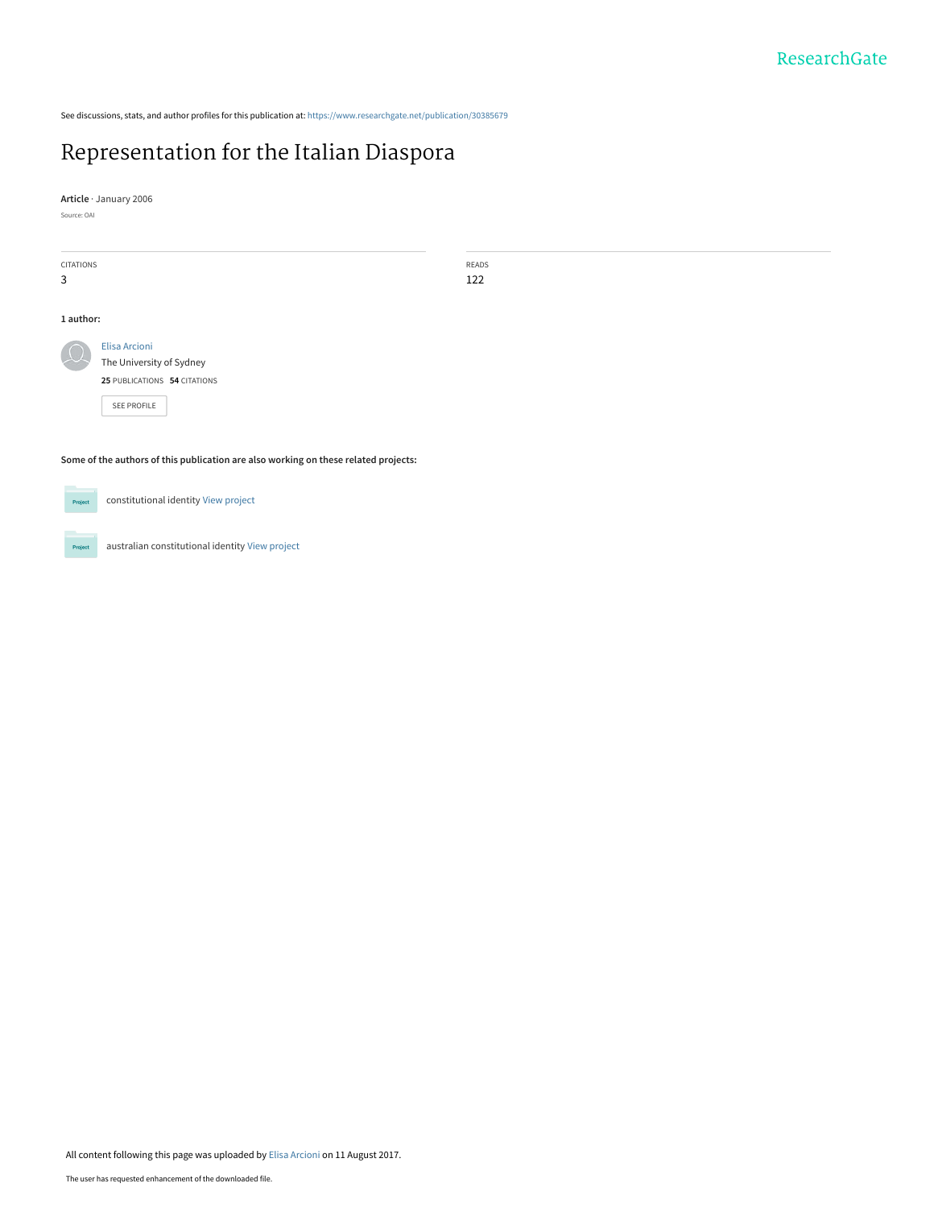See discussions, stats, and author profiles for this publication at: https://www.researchgate.net/publication/30385679

# Representation for the Italian Diaspora

**Article** · January 2006

Source: OAI

CITATIONS
3

READS
122

**1 author:**

Elisa Arcioni
The University of Sydney
**25** PUBLICATIONS **54** CITATIONS

SEE PROFILE

**Some of the authors of this publication are also working on these related projects:**

constitutional identity View project

australian constitutional identity View project

All content following this page was uploaded by Elisa Arcioni on 11 August 2017.

The user has requested enhancement of the downloaded file.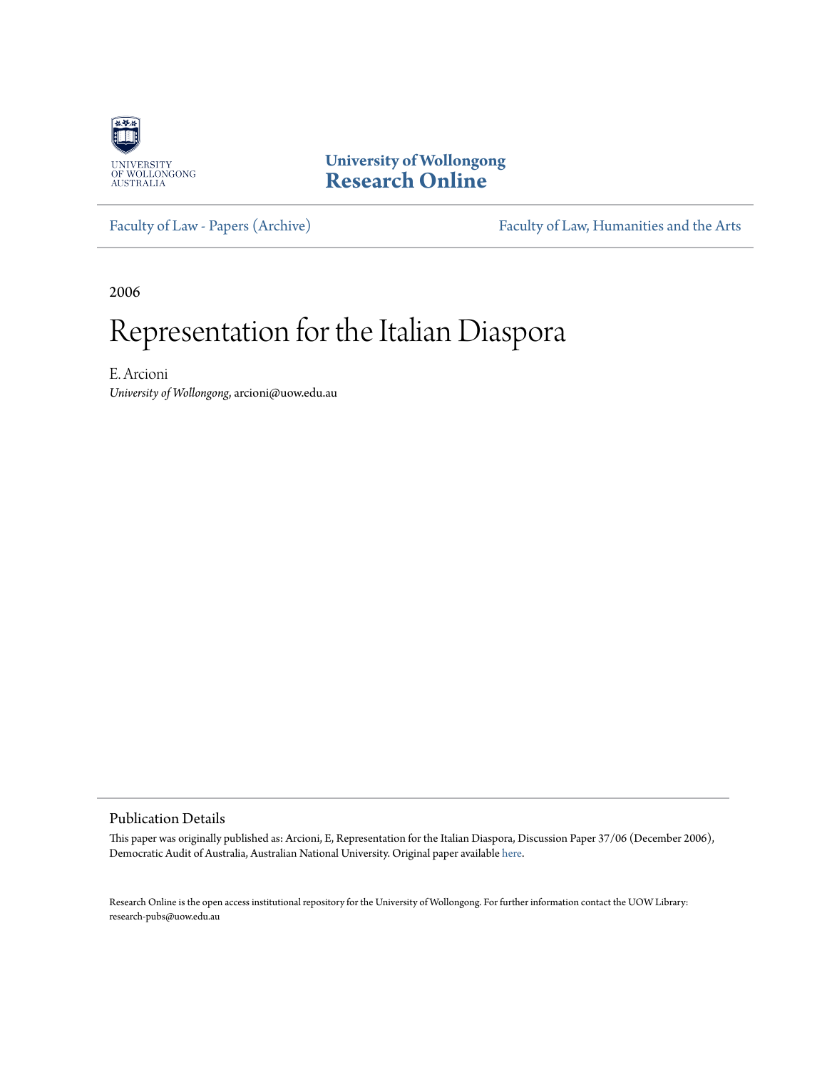University of Wollongong
Research Online

Faculty of Law - Papers (Archive)

Faculty of Law, Humanities and the Arts

2006

# Representation for the Italian Diaspora

E. Arcioni
*University of Wollongong*, arcioni@uow.edu.au

## Publication Details

This paper was originally published as: Arcioni, E, Representation for the Italian Diaspora, Discussion Paper 37/06 (December 2006), Democratic Audit of Australia, Australian National University. Original paper available here.

Research Online is the open access institutional repository for the University of Wollongong. For further information contact the UOW Library: research-pubs@uow.edu.au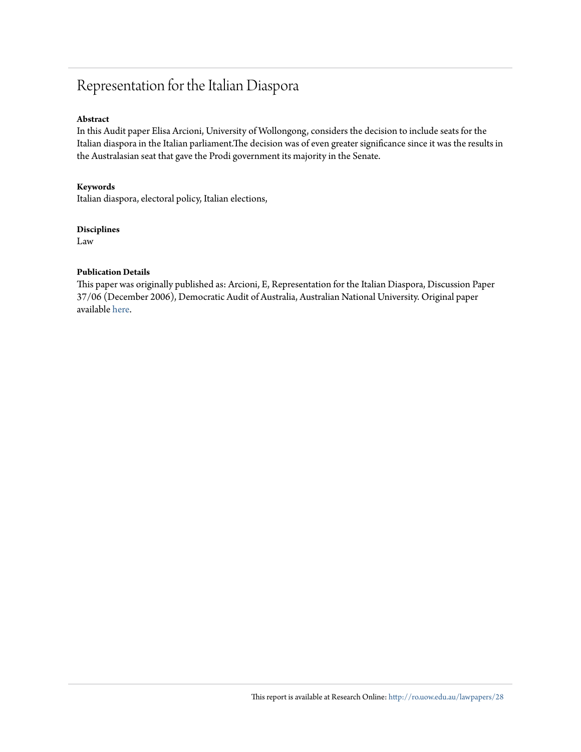# Representation for the Italian Diaspora

**Abstract**

In this Audit paper Elisa Arcioni, University of Wollongong, considers the decision to include seats for the Italian diaspora in the Italian parliament.The decision was of even greater significance since it was the results in the Australasian seat that gave the Prodi government its majority in the Senate.

**Keywords**

Italian diaspora, electoral policy, Italian elections,

**Disciplines**

Law

**Publication Details**

This paper was originally published as: Arcioni, E, Representation for the Italian Diaspora, Discussion Paper 37/06 (December 2006), Democratic Audit of Australia, Australian National University. Original paper available here.

This report is available at Research Online: http://ro.uow.edu.au/lawpapers/28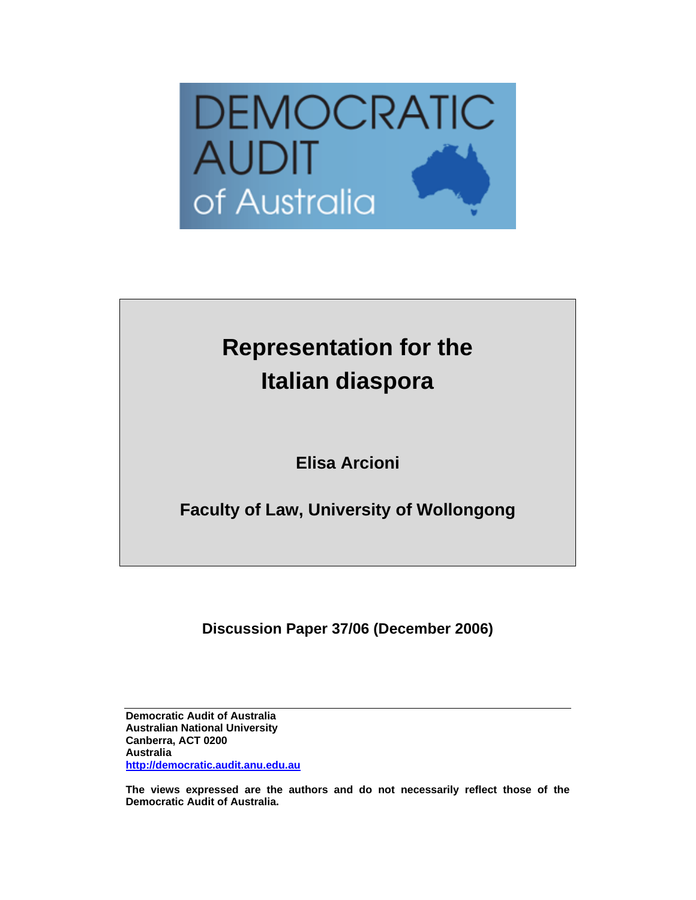DEMOCRATIC AUDIT of Australia

# Representation for the Italian diaspora

**Elisa Arcioni**

**Faculty of Law, University of Wollongong**

**Discussion Paper 37/06 (December 2006)**

**Democratic Audit of Australia**
**Australian National University**
**Canberra, ACT 0200**
**Australia**
**http://democratic.audit.anu.edu.au**

**The views expressed are the authors and do not necessarily reflect those of the Democratic Audit of Australia.**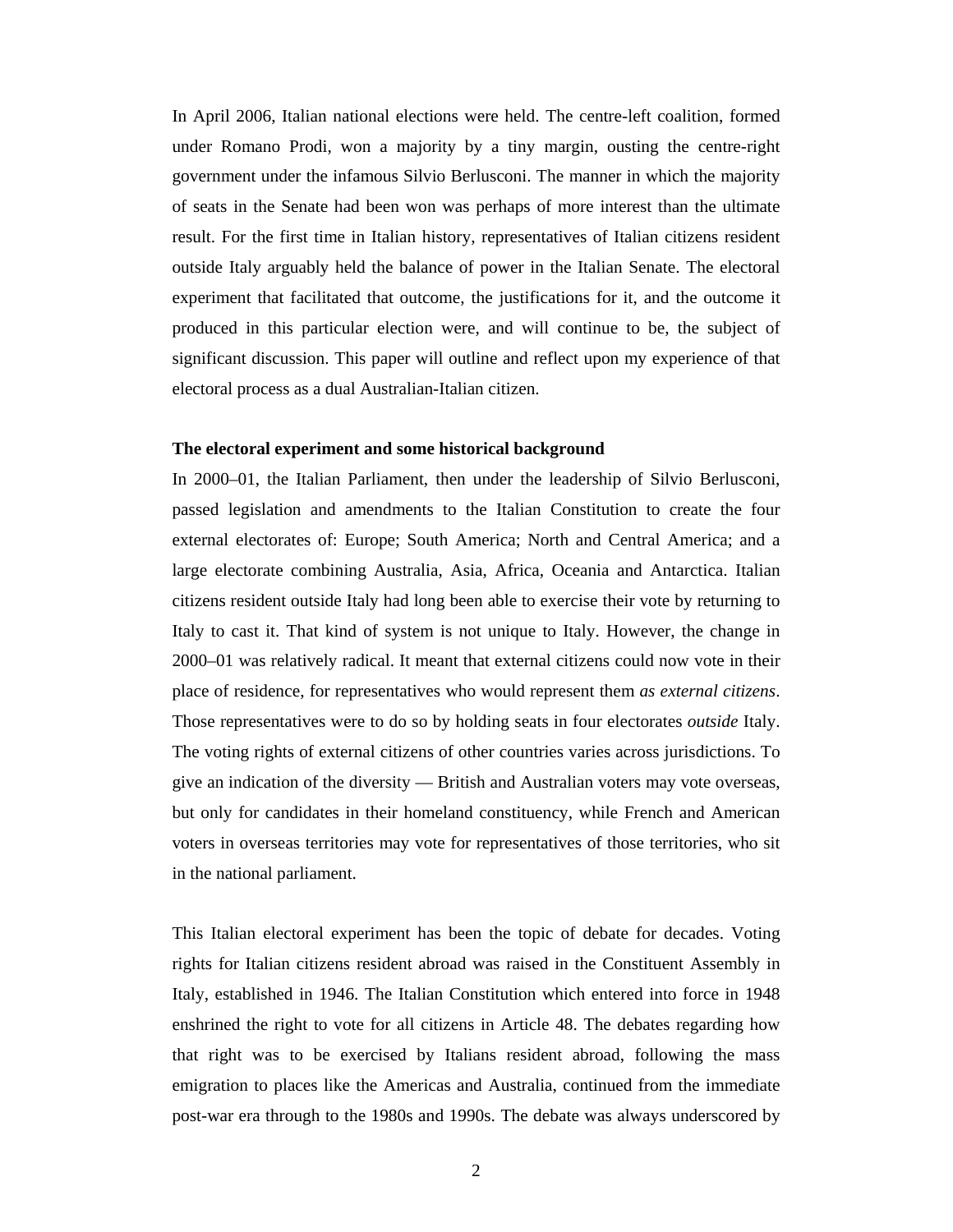In April 2006, Italian national elections were held. The centre-left coalition, formed under Romano Prodi, won a majority by a tiny margin, ousting the centre-right government under the infamous Silvio Berlusconi. The manner in which the majority of seats in the Senate had been won was perhaps of more interest than the ultimate result. For the first time in Italian history, representatives of Italian citizens resident outside Italy arguably held the balance of power in the Italian Senate. The electoral experiment that facilitated that outcome, the justifications for it, and the outcome it produced in this particular election were, and will continue to be, the subject of significant discussion. This paper will outline and reflect upon my experience of that electoral process as a dual Australian-Italian citizen.

**The electoral experiment and some historical background**

In 2000–01, the Italian Parliament, then under the leadership of Silvio Berlusconi, passed legislation and amendments to the Italian Constitution to create the four external electorates of: Europe; South America; North and Central America; and a large electorate combining Australia, Asia, Africa, Oceania and Antarctica. Italian citizens resident outside Italy had long been able to exercise their vote by returning to Italy to cast it. That kind of system is not unique to Italy. However, the change in 2000–01 was relatively radical. It meant that external citizens could now vote in their place of residence, for representatives who would represent them *as external citizens*. Those representatives were to do so by holding seats in four electorates *outside* Italy. The voting rights of external citizens of other countries varies across jurisdictions. To give an indication of the diversity — British and Australian voters may vote overseas, but only for candidates in their homeland constituency, while French and American voters in overseas territories may vote for representatives of those territories, who sit in the national parliament.

This Italian electoral experiment has been the topic of debate for decades. Voting rights for Italian citizens resident abroad was raised in the Constituent Assembly in Italy, established in 1946. The Italian Constitution which entered into force in 1948 enshrined the right to vote for all citizens in Article 48. The debates regarding how that right was to be exercised by Italians resident abroad, following the mass emigration to places like the Americas and Australia, continued from the immediate post-war era through to the 1980s and 1990s. The debate was always underscored by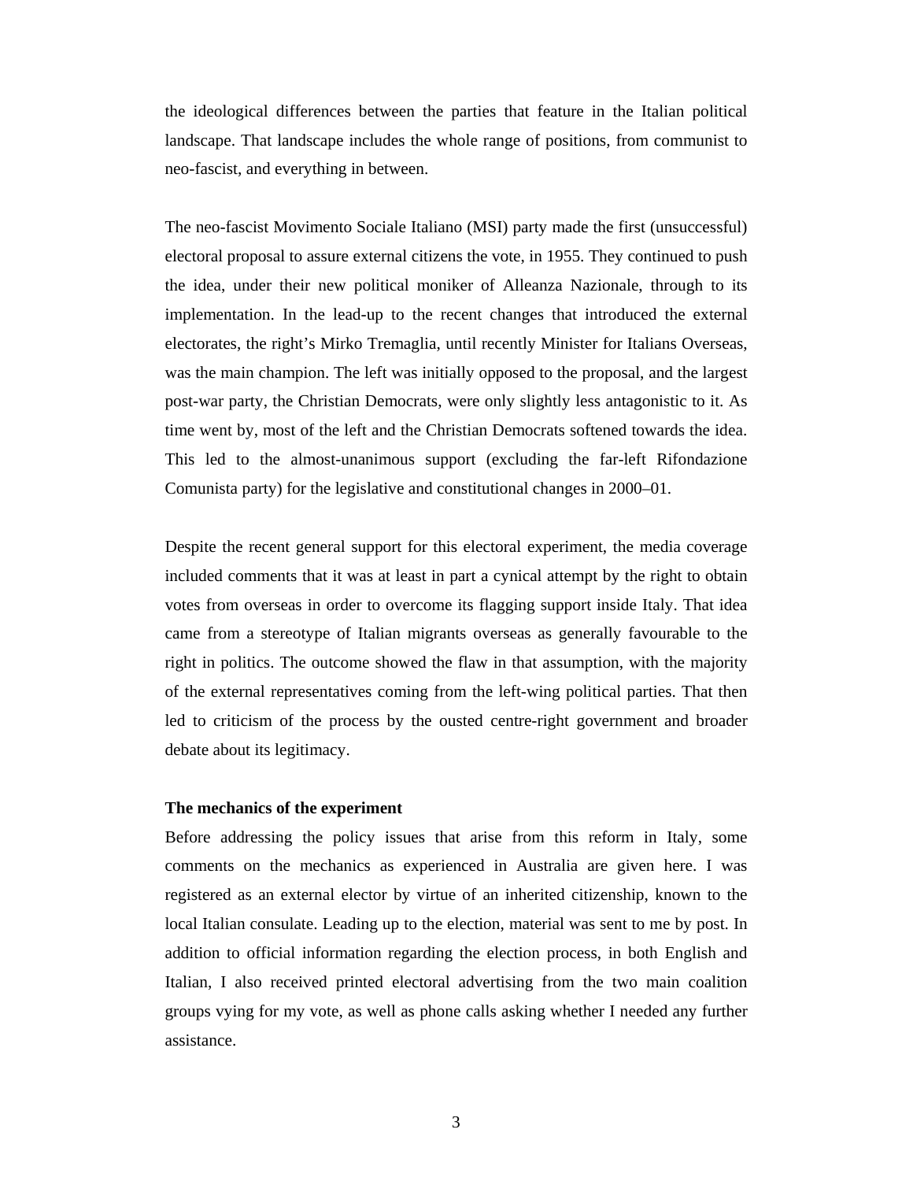the ideological differences between the parties that feature in the Italian political landscape. That landscape includes the whole range of positions, from communist to neo-fascist, and everything in between.

The neo-fascist Movimento Sociale Italiano (MSI) party made the first (unsuccessful) electoral proposal to assure external citizens the vote, in 1955. They continued to push the idea, under their new political moniker of Alleanza Nazionale, through to its implementation. In the lead-up to the recent changes that introduced the external electorates, the right's Mirko Tremaglia, until recently Minister for Italians Overseas, was the main champion. The left was initially opposed to the proposal, and the largest post-war party, the Christian Democrats, were only slightly less antagonistic to it. As time went by, most of the left and the Christian Democrats softened towards the idea. This led to the almost-unanimous support (excluding the far-left Rifondazione Comunista party) for the legislative and constitutional changes in 2000–01.

Despite the recent general support for this electoral experiment, the media coverage included comments that it was at least in part a cynical attempt by the right to obtain votes from overseas in order to overcome its flagging support inside Italy. That idea came from a stereotype of Italian migrants overseas as generally favourable to the right in politics. The outcome showed the flaw in that assumption, with the majority of the external representatives coming from the left-wing political parties. That then led to criticism of the process by the ousted centre-right government and broader debate about its legitimacy.

**The mechanics of the experiment**

Before addressing the policy issues that arise from this reform in Italy, some comments on the mechanics as experienced in Australia are given here. I was registered as an external elector by virtue of an inherited citizenship, known to the local Italian consulate. Leading up to the election, material was sent to me by post. In addition to official information regarding the election process, in both English and Italian, I also received printed electoral advertising from the two main coalition groups vying for my vote, as well as phone calls asking whether I needed any further assistance.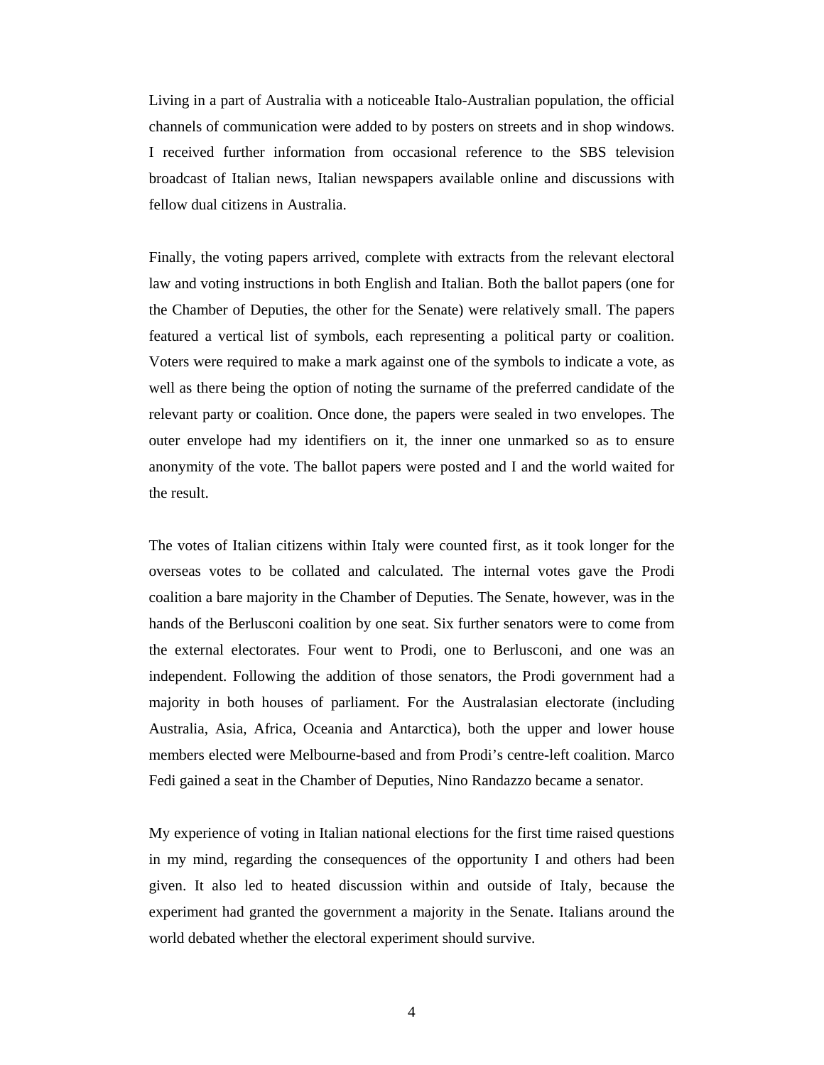Living in a part of Australia with a noticeable Italo-Australian population, the official channels of communication were added to by posters on streets and in shop windows. I received further information from occasional reference to the SBS television broadcast of Italian news, Italian newspapers available online and discussions with fellow dual citizens in Australia.

Finally, the voting papers arrived, complete with extracts from the relevant electoral law and voting instructions in both English and Italian. Both the ballot papers (one for the Chamber of Deputies, the other for the Senate) were relatively small. The papers featured a vertical list of symbols, each representing a political party or coalition. Voters were required to make a mark against one of the symbols to indicate a vote, as well as there being the option of noting the surname of the preferred candidate of the relevant party or coalition. Once done, the papers were sealed in two envelopes. The outer envelope had my identifiers on it, the inner one unmarked so as to ensure anonymity of the vote. The ballot papers were posted and I and the world waited for the result.

The votes of Italian citizens within Italy were counted first, as it took longer for the overseas votes to be collated and calculated. The internal votes gave the Prodi coalition a bare majority in the Chamber of Deputies. The Senate, however, was in the hands of the Berlusconi coalition by one seat. Six further senators were to come from the external electorates. Four went to Prodi, one to Berlusconi, and one was an independent. Following the addition of those senators, the Prodi government had a majority in both houses of parliament. For the Australasian electorate (including Australia, Asia, Africa, Oceania and Antarctica), both the upper and lower house members elected were Melbourne-based and from Prodi's centre-left coalition. Marco Fedi gained a seat in the Chamber of Deputies, Nino Randazzo became a senator.

My experience of voting in Italian national elections for the first time raised questions in my mind, regarding the consequences of the opportunity I and others had been given. It also led to heated discussion within and outside of Italy, because the experiment had granted the government a majority in the Senate. Italians around the world debated whether the electoral experiment should survive.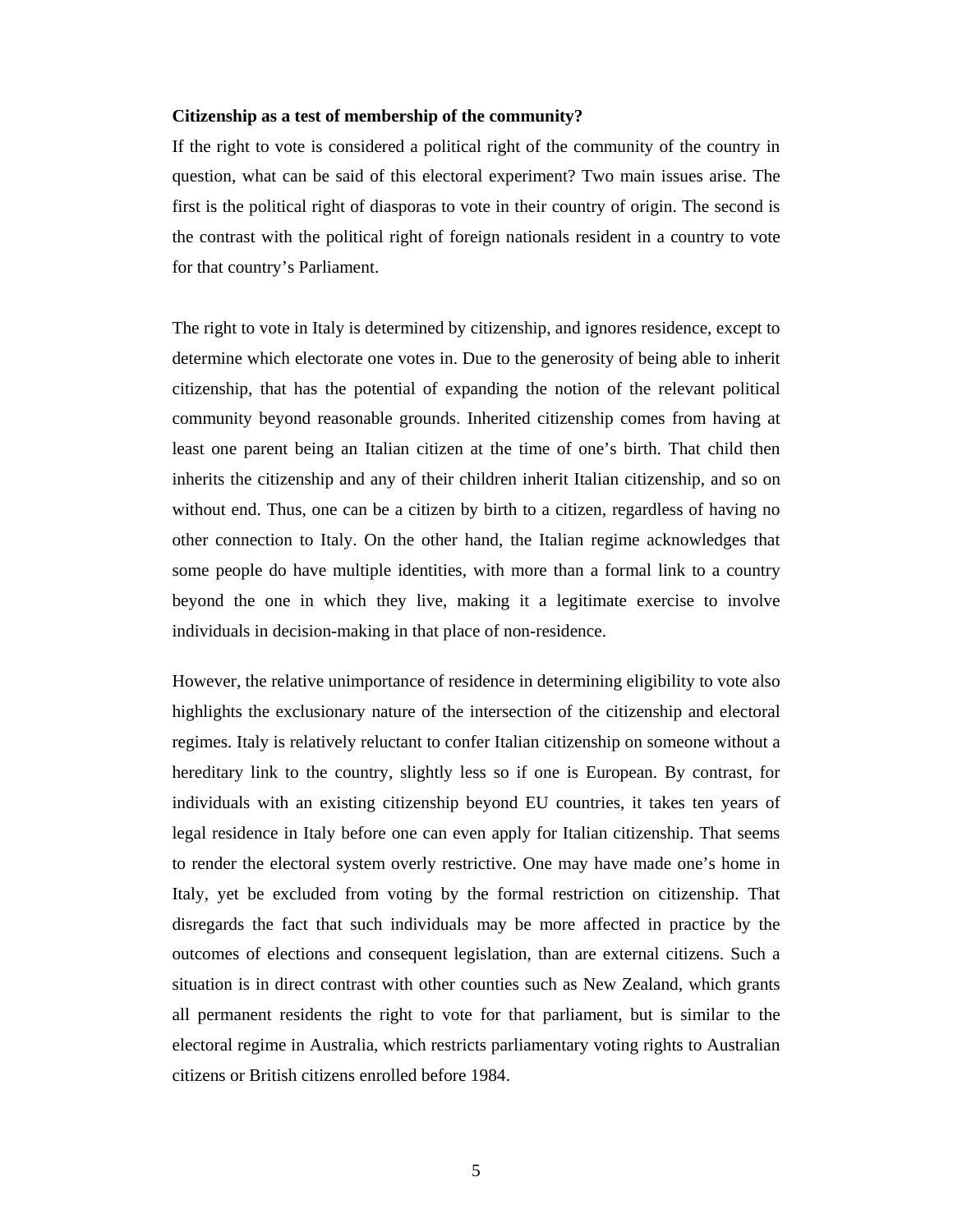**Citizenship as a test of membership of the community?**

If the right to vote is considered a political right of the community of the country in question, what can be said of this electoral experiment? Two main issues arise. The first is the political right of diasporas to vote in their country of origin. The second is the contrast with the political right of foreign nationals resident in a country to vote for that country's Parliament.

The right to vote in Italy is determined by citizenship, and ignores residence, except to determine which electorate one votes in. Due to the generosity of being able to inherit citizenship, that has the potential of expanding the notion of the relevant political community beyond reasonable grounds. Inherited citizenship comes from having at least one parent being an Italian citizen at the time of one's birth. That child then inherits the citizenship and any of their children inherit Italian citizenship, and so on without end. Thus, one can be a citizen by birth to a citizen, regardless of having no other connection to Italy. On the other hand, the Italian regime acknowledges that some people do have multiple identities, with more than a formal link to a country beyond the one in which they live, making it a legitimate exercise to involve individuals in decision-making in that place of non-residence.

However, the relative unimportance of residence in determining eligibility to vote also highlights the exclusionary nature of the intersection of the citizenship and electoral regimes. Italy is relatively reluctant to confer Italian citizenship on someone without a hereditary link to the country, slightly less so if one is European. By contrast, for individuals with an existing citizenship beyond EU countries, it takes ten years of legal residence in Italy before one can even apply for Italian citizenship. That seems to render the electoral system overly restrictive. One may have made one's home in Italy, yet be excluded from voting by the formal restriction on citizenship. That disregards the fact that such individuals may be more affected in practice by the outcomes of elections and consequent legislation, than are external citizens. Such a situation is in direct contrast with other counties such as New Zealand, which grants all permanent residents the right to vote for that parliament, but is similar to the electoral regime in Australia, which restricts parliamentary voting rights to Australian citizens or British citizens enrolled before 1984.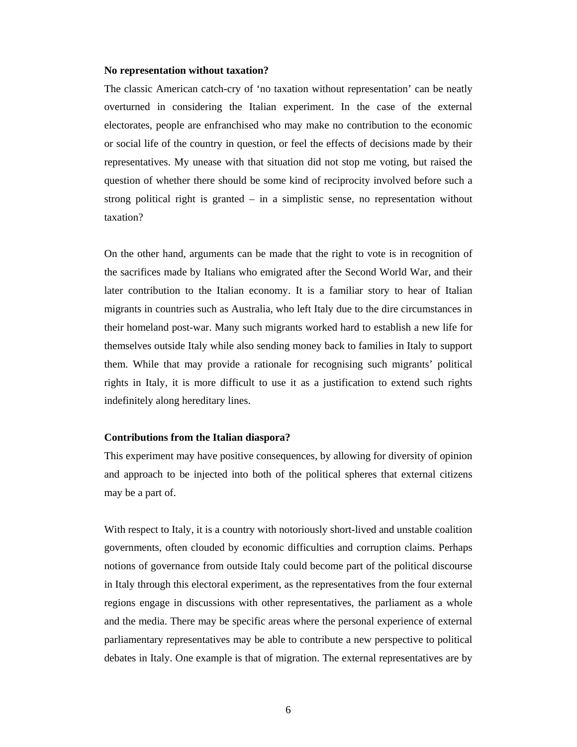**No representation without taxation?**

The classic American catch-cry of ‘no taxation without representation’ can be neatly overturned in considering the Italian experiment. In the case of the external electorates, people are enfranchised who may make no contribution to the economic or social life of the country in question, or feel the effects of decisions made by their representatives. My unease with that situation did not stop me voting, but raised the question of whether there should be some kind of reciprocity involved before such a strong political right is granted – in a simplistic sense, no representation without taxation?

On the other hand, arguments can be made that the right to vote is in recognition of the sacrifices made by Italians who emigrated after the Second World War, and their later contribution to the Italian economy. It is a familiar story to hear of Italian migrants in countries such as Australia, who left Italy due to the dire circumstances in their homeland post-war. Many such migrants worked hard to establish a new life for themselves outside Italy while also sending money back to families in Italy to support them. While that may provide a rationale for recognising such migrants’ political rights in Italy, it is more difficult to use it as a justification to extend such rights indefinitely along hereditary lines.

**Contributions from the Italian diaspora?**

This experiment may have positive consequences, by allowing for diversity of opinion and approach to be injected into both of the political spheres that external citizens may be a part of.

With respect to Italy, it is a country with notoriously short-lived and unstable coalition governments, often clouded by economic difficulties and corruption claims. Perhaps notions of governance from outside Italy could become part of the political discourse in Italy through this electoral experiment, as the representatives from the four external regions engage in discussions with other representatives, the parliament as a whole and the media. There may be specific areas where the personal experience of external parliamentary representatives may be able to contribute a new perspective to political debates in Italy. One example is that of migration. The external representatives are by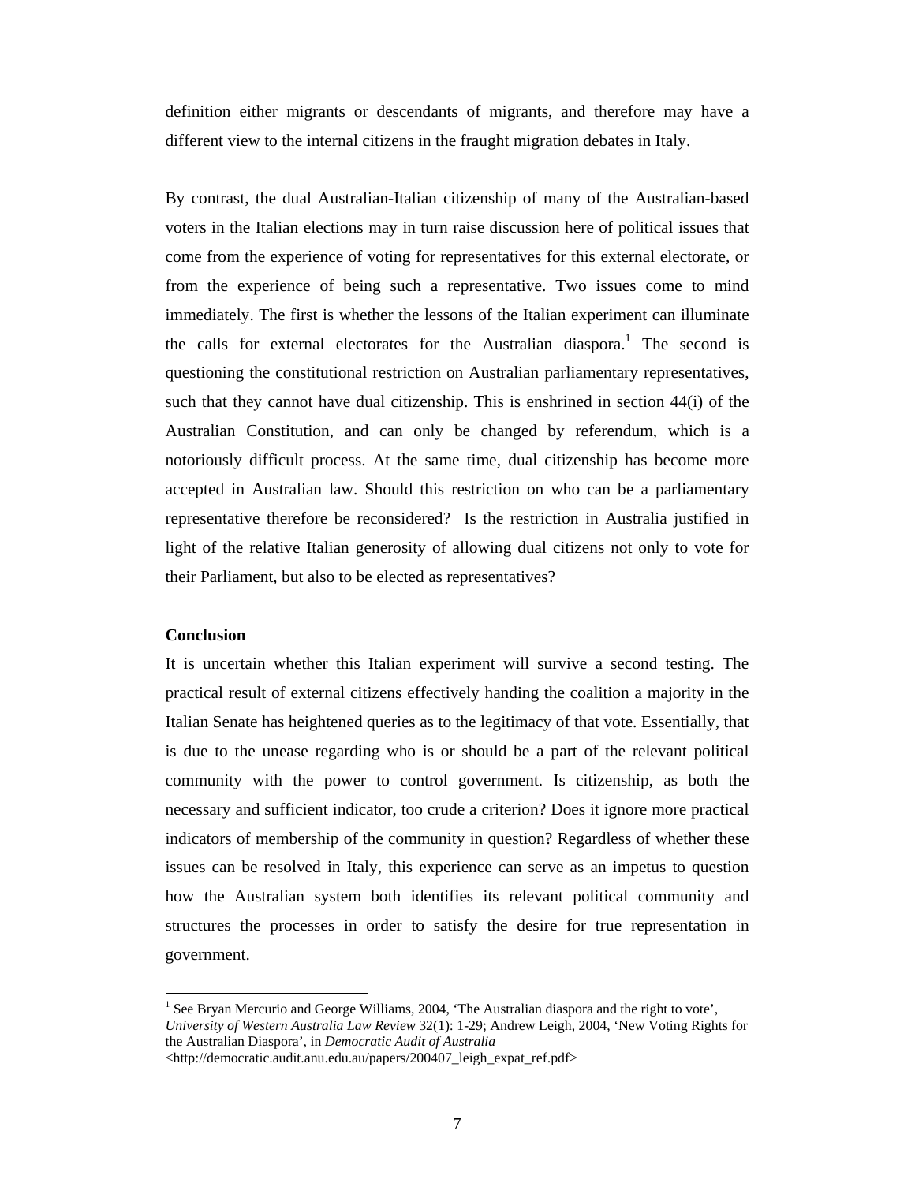definition either migrants or descendants of migrants, and therefore may have a different view to the internal citizens in the fraught migration debates in Italy.

By contrast, the dual Australian-Italian citizenship of many of the Australian-based voters in the Italian elections may in turn raise discussion here of political issues that come from the experience of voting for representatives for this external electorate, or from the experience of being such a representative. Two issues come to mind immediately. The first is whether the lessons of the Italian experiment can illuminate the calls for external electorates for the Australian diaspora.[1] The second is questioning the constitutional restriction on Australian parliamentary representatives, such that they cannot have dual citizenship. This is enshrined in section 44(i) of the Australian Constitution, and can only be changed by referendum, which is a notoriously difficult process. At the same time, dual citizenship has become more accepted in Australian law. Should this restriction on who can be a parliamentary representative therefore be reconsidered? Is the restriction in Australia justified in light of the relative Italian generosity of allowing dual citizens not only to vote for their Parliament, but also to be elected as representatives?

**Conclusion**

It is uncertain whether this Italian experiment will survive a second testing. The practical result of external citizens effectively handing the coalition a majority in the Italian Senate has heightened queries as to the legitimacy of that vote. Essentially, that is due to the unease regarding who is or should be a part of the relevant political community with the power to control government. Is citizenship, as both the necessary and sufficient indicator, too crude a criterion? Does it ignore more practical indicators of membership of the community in question? Regardless of whether these issues can be resolved in Italy, this experience can serve as an impetus to question how the Australian system both identifies its relevant political community and structures the processes in order to satisfy the desire for true representation in government.

---

[1] See Bryan Mercurio and George Williams, 2004, 'The Australian diaspora and the right to vote', *University of Western Australia Law Review* 32(1): 1-29; Andrew Leigh, 2004, 'New Voting Rights for the Australian Diaspora', in *Democratic Audit of Australia* <http://democratic.audit.anu.edu.au/papers/200407_leigh_expat_ref.pdf>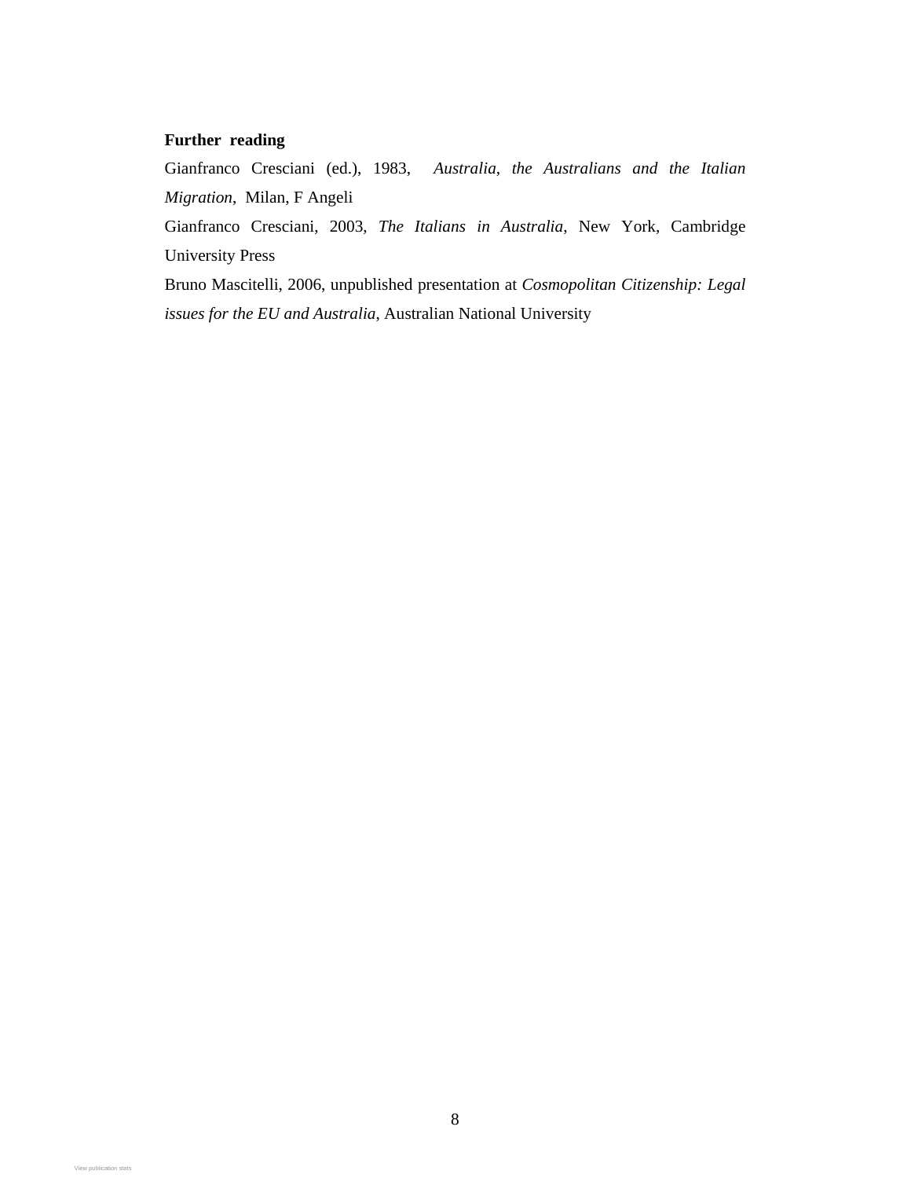**Further reading**

Gianfranco Cresciani (ed.), 1983, *Australia, the Australians and the Italian Migration*, Milan, F Angeli

Gianfranco Cresciani, 2003, *The Italians in Australia*, New York, Cambridge University Press

Bruno Mascitelli, 2006, unpublished presentation at *Cosmopolitan Citizenship: Legal issues for the EU and Australia*, Australian National University